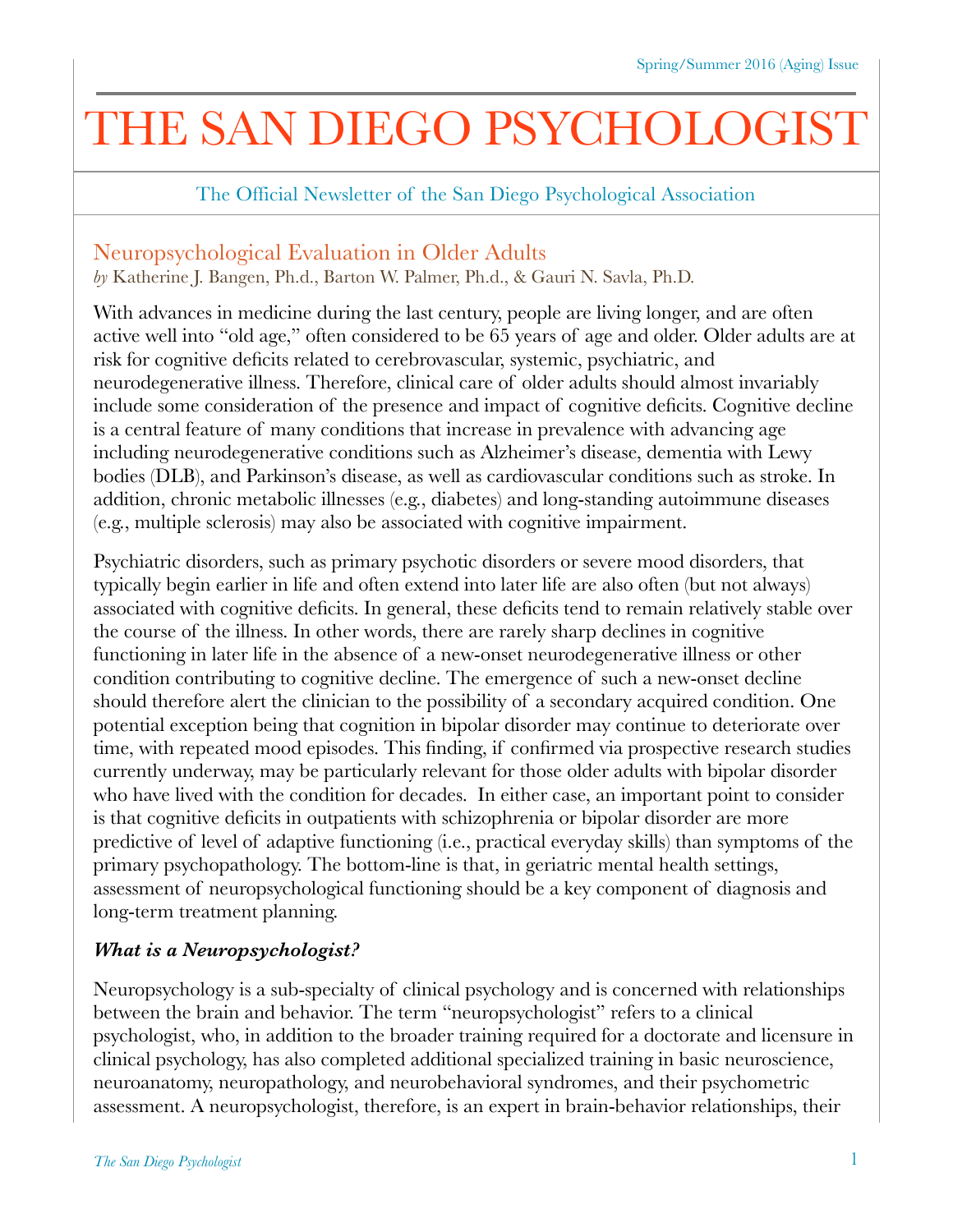# THE SAN DIEGO PSYCHOLOGIST

The Official Newsletter of the San Diego Psychological Association

## Neuropsychological Evaluation in Older Adults

*by* Katherine J. Bangen, Ph.d., Barton W. Palmer, Ph.d., & Gauri N. Savla, Ph.D.

With advances in medicine during the last century, people are living longer, and are often active well into "old age," often considered to be 65 years of age and older. Older adults are at risk for cognitive deficits related to cerebrovascular, systemic, psychiatric, and neurodegenerative illness. Therefore, clinical care of older adults should almost invariably include some consideration of the presence and impact of cognitive deficits. Cognitive decline is a central feature of many conditions that increase in prevalence with advancing age including neurodegenerative conditions such as Alzheimer's disease, dementia with Lewy bodies (DLB), and Parkinson's disease, as well as cardiovascular conditions such as stroke. In addition, chronic metabolic illnesses (e.g., diabetes) and long-standing autoimmune diseases (e.g., multiple sclerosis) may also be associated with cognitive impairment.

Psychiatric disorders, such as primary psychotic disorders or severe mood disorders, that typically begin earlier in life and often extend into later life are also often (but not always) associated with cognitive deficits. In general, these deficits tend to remain relatively stable over the course of the illness. In other words, there are rarely sharp declines in cognitive functioning in later life in the absence of a new-onset neurodegenerative illness or other condition contributing to cognitive decline. The emergence of such a new-onset decline should therefore alert the clinician to the possibility of a secondary acquired condition. One potential exception being that cognition in bipolar disorder may continue to deteriorate over time, with repeated mood episodes. This finding, if confirmed via prospective research studies currently underway, may be particularly relevant for those older adults with bipolar disorder who have lived with the condition for decades. In either case, an important point to consider is that cognitive deficits in outpatients with schizophrenia or bipolar disorder are more predictive of level of adaptive functioning (i.e., practical everyday skills) than symptoms of the primary psychopathology. The bottom-line is that, in geriatric mental health settings, assessment of neuropsychological functioning should be a key component of diagnosis and long-term treatment planning.

### *What is a Neuropsychologist?*

Neuropsychology is a sub-specialty of clinical psychology and is concerned with relationships between the brain and behavior. The term "neuropsychologist" refers to a clinical psychologist, who, in addition to the broader training required for a doctorate and licensure in clinical psychology, has also completed additional specialized training in basic neuroscience, neuroanatomy, neuropathology, and neurobehavioral syndromes, and their psychometric assessment. A neuropsychologist, therefore, is an expert in brain-behavior relationships, their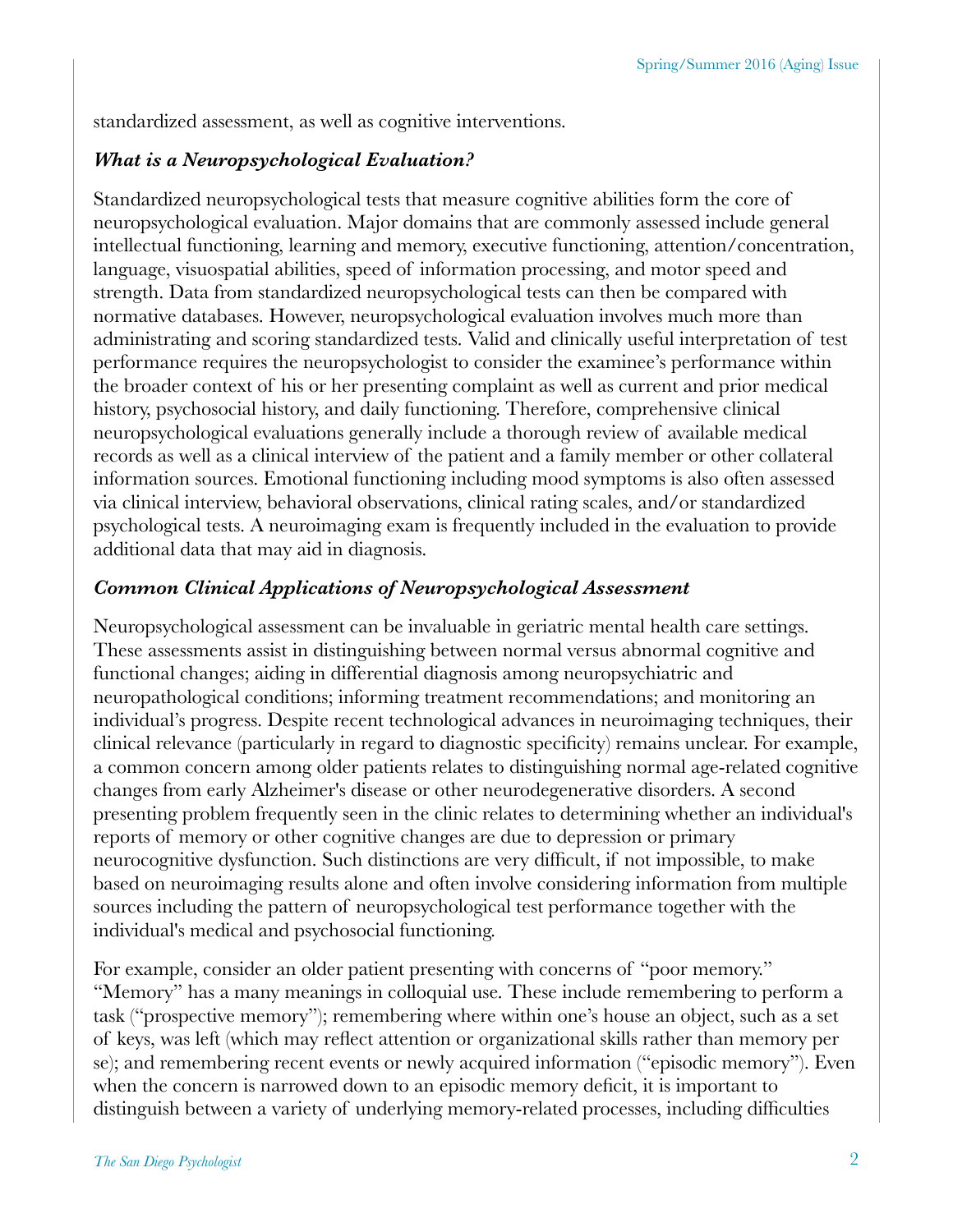standardized assessment, as well as cognitive interventions.

### *What is a Neuropsychological Evaluation?*

Standardized neuropsychological tests that measure cognitive abilities form the core of neuropsychological evaluation. Major domains that are commonly assessed include general intellectual functioning, learning and memory, executive functioning, attention/concentration, language, visuospatial abilities, speed of information processing, and motor speed and strength. Data from standardized neuropsychological tests can then be compared with normative databases. However, neuropsychological evaluation involves much more than administrating and scoring standardized tests. Valid and clinically useful interpretation of test performance requires the neuropsychologist to consider the examinee's performance within the broader context of his or her presenting complaint as well as current and prior medical history, psychosocial history, and daily functioning. Therefore, comprehensive clinical neuropsychological evaluations generally include a thorough review of available medical records as well as a clinical interview of the patient and a family member or other collateral information sources. Emotional functioning including mood symptoms is also often assessed via clinical interview, behavioral observations, clinical rating scales, and/or standardized psychological tests. A neuroimaging exam is frequently included in the evaluation to provide additional data that may aid in diagnosis.

### *Common Clinical Applications of Neuropsychological Assessment*

Neuropsychological assessment can be invaluable in geriatric mental health care settings. These assessments assist in distinguishing between normal versus abnormal cognitive and functional changes; aiding in differential diagnosis among neuropsychiatric and neuropathological conditions; informing treatment recommendations; and monitoring an individual's progress. Despite recent technological advances in neuroimaging techniques, their clinical relevance (particularly in regard to diagnostic specificity) remains unclear. For example, a common concern among older patients relates to distinguishing normal age-related cognitive changes from early Alzheimer's disease or other neurodegenerative disorders. A second presenting problem frequently seen in the clinic relates to determining whether an individual's reports of memory or other cognitive changes are due to depression or primary neurocognitive dysfunction. Such distinctions are very difficult, if not impossible, to make based on neuroimaging results alone and often involve considering information from multiple sources including the pattern of neuropsychological test performance together with the individual's medical and psychosocial functioning.

For example, consider an older patient presenting with concerns of "poor memory." "Memory" has a many meanings in colloquial use. These include remembering to perform a task ("prospective memory"); remembering where within one's house an object, such as a set of keys, was left (which may reflect attention or organizational skills rather than memory per se); and remembering recent events or newly acquired information ("episodic memory"). Even when the concern is narrowed down to an episodic memory deficit, it is important to distinguish between a variety of underlying memory-related processes, including difficulties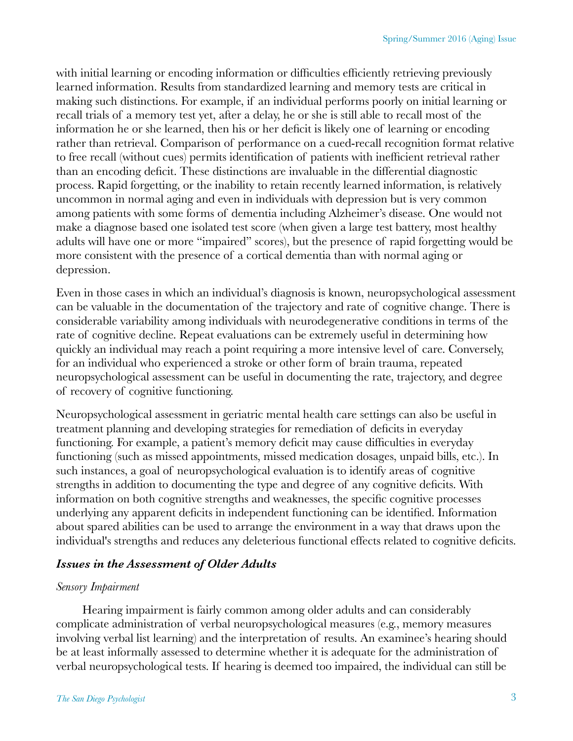with initial learning or encoding information or difficulties efficiently retrieving previously learned information. Results from standardized learning and memory tests are critical in making such distinctions. For example, if an individual performs poorly on initial learning or recall trials of a memory test yet, after a delay, he or she is still able to recall most of the information he or she learned, then his or her deficit is likely one of learning or encoding rather than retrieval. Comparison of performance on a cued-recall recognition format relative to free recall (without cues) permits identification of patients with inefficient retrieval rather than an encoding deficit. These distinctions are invaluable in the differential diagnostic process. Rapid forgetting, or the inability to retain recently learned information, is relatively uncommon in normal aging and even in individuals with depression but is very common among patients with some forms of dementia including Alzheimer's disease. One would not make a diagnose based one isolated test score (when given a large test battery, most healthy adults will have one or more "impaired" scores), but the presence of rapid forgetting would be more consistent with the presence of a cortical dementia than with normal aging or depression.

Even in those cases in which an individual's diagnosis is known, neuropsychological assessment can be valuable in the documentation of the trajectory and rate of cognitive change. There is considerable variability among individuals with neurodegenerative conditions in terms of the rate of cognitive decline. Repeat evaluations can be extremely useful in determining how quickly an individual may reach a point requiring a more intensive level of care. Conversely, for an individual who experienced a stroke or other form of brain trauma, repeated neuropsychological assessment can be useful in documenting the rate, trajectory, and degree of recovery of cognitive functioning.

Neuropsychological assessment in geriatric mental health care settings can also be useful in treatment planning and developing strategies for remediation of deficits in everyday functioning. For example, a patient's memory deficit may cause difficulties in everyday functioning (such as missed appointments, missed medication dosages, unpaid bills, etc.). In such instances, a goal of neuropsychological evaluation is to identify areas of cognitive strengths in addition to documenting the type and degree of any cognitive deficits. With information on both cognitive strengths and weaknesses, the specific cognitive processes underlying any apparent deficits in independent functioning can be identified. Information about spared abilities can be used to arrange the environment in a way that draws upon the individual's strengths and reduces any deleterious functional effects related to cognitive deficits.

### ***Issues in the Assessment of Older Adults***

#### *Sensory Impairment*

Hearing impairment is fairly common among older adults and can considerably complicate administration of verbal neuropsychological measures (e.g., memory measures involving verbal list learning) and the interpretation of results. An examinee's hearing should be at least informally assessed to determine whether it is adequate for the administration of verbal neuropsychological tests. If hearing is deemed too impaired, the individual can still be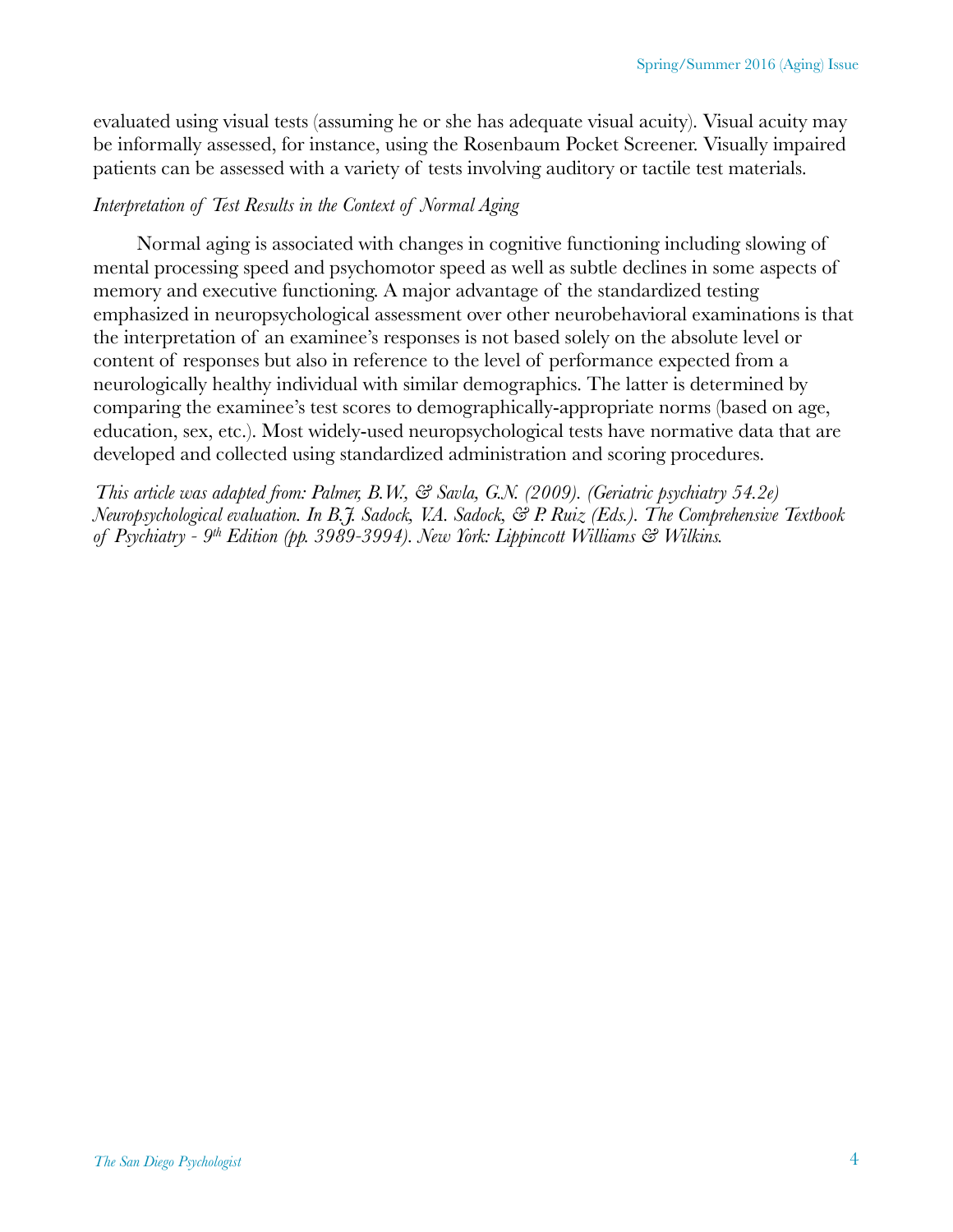evaluated using visual tests (assuming he or she has adequate visual acuity). Visual acuity may be informally assessed, for instance, using the Rosenbaum Pocket Screener. Visually impaired patients can be assessed with a variety of tests involving auditory or tactile test materials.

### *Interpretation of Test Results in the Context of Normal Aging*

Normal aging is associated with changes in cognitive functioning including slowing of mental processing speed and psychomotor speed as well as subtle declines in some aspects of memory and executive functioning. A major advantage of the standardized testing emphasized in neuropsychological assessment over other neurobehavioral examinations is that the interpretation of an examinee's responses is not based solely on the absolute level or content of responses but also in reference to the level of performance expected from a neurologically healthy individual with similar demographics. The latter is determined by comparing the examinee's test scores to demographically-appropriate norms (based on age, education, sex, etc.). Most widely-used neuropsychological tests have normative data that are developed and collected using standardized administration and scoring procedures.

*This article was adapted from: Palmer, B.W., & Savla, G.N. (2009). (Geriatric psychiatry 54.2e) Neuropsychological evaluation. In B.J. Sadock, V.A. Sadock, & P. Ruiz (Eds.). The Comprehensive Textbook of Psychiatry - 9th Edition (pp. 3989-3994). New York: Lippincott Williams & Wilkins.*